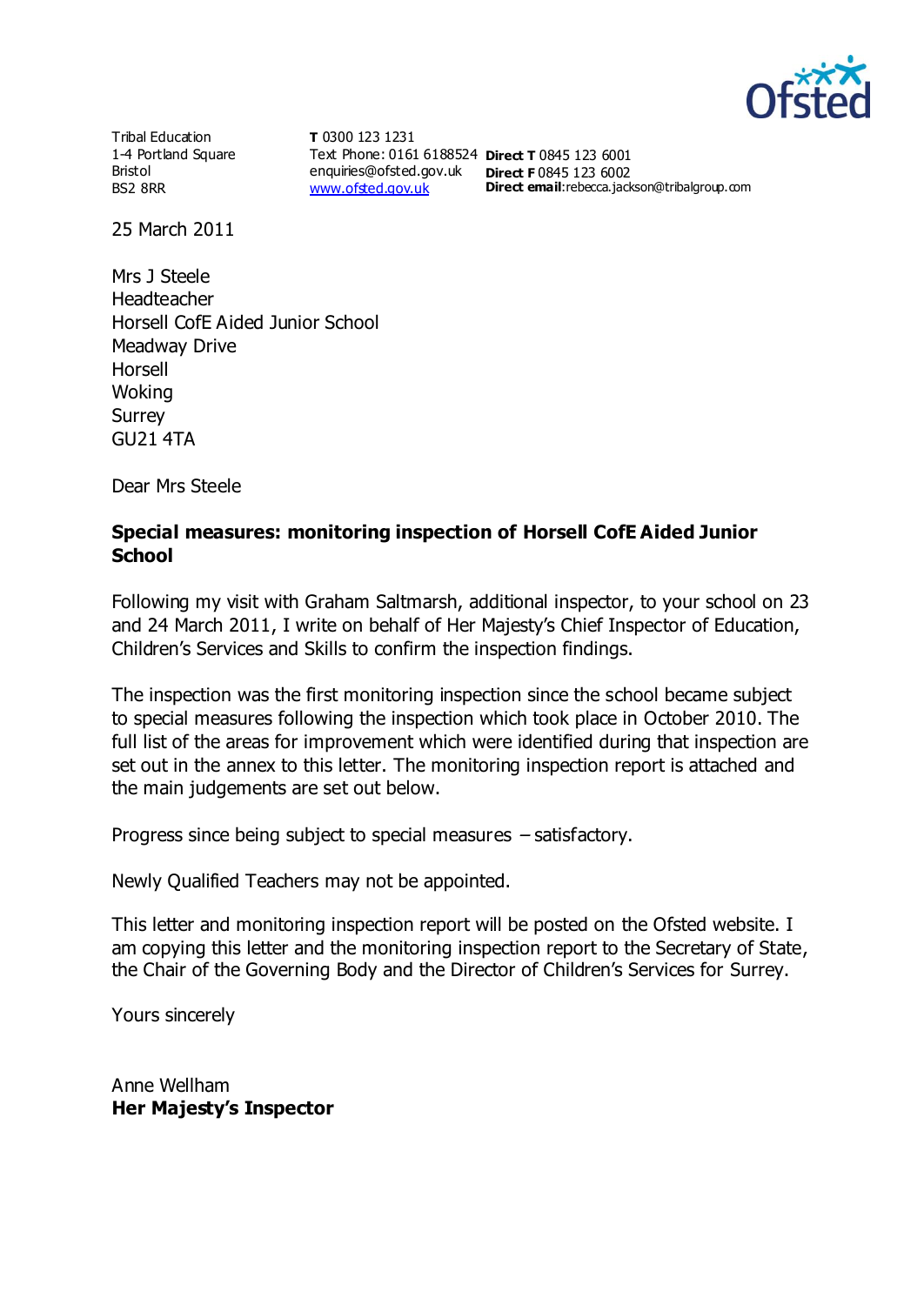Tribal Education
1-4 Portland Square
Bristol
BS2 8RR

**T** 0300 123 1231
Text Phone: 0161 6188524
enquiries@ofsted.gov.uk
www.ofsted.gov.uk

**Direct T** 0845 123 6001
**Direct F** 0845 123 6002
**Direct email**:rebecca.jackson@tribalgroup.com

25 March 2011

Mrs J Steele
Headteacher
Horsell CofE Aided Junior School
Meadway Drive
Horsell
Woking
Surrey
GU21 4TA

Dear Mrs Steele

**Special measures: monitoring inspection of Horsell CofE Aided Junior School**

Following my visit with Graham Saltmarsh, additional inspector, to your school on 23 and 24 March 2011, I write on behalf of Her Majesty's Chief Inspector of Education, Children's Services and Skills to confirm the inspection findings.

The inspection was the first monitoring inspection since the school became subject to special measures following the inspection which took place in October 2010. The full list of the areas for improvement which were identified during that inspection are set out in the annex to this letter. The monitoring inspection report is attached and the main judgements are set out below.

Progress since being subject to special measures – satisfactory.

Newly Qualified Teachers may not be appointed.

This letter and monitoring inspection report will be posted on the Ofsted website. I am copying this letter and the monitoring inspection report to the Secretary of State, the Chair of the Governing Body and the Director of Children's Services for Surrey.

Yours sincerely

Anne Wellham
**Her Majesty's Inspector**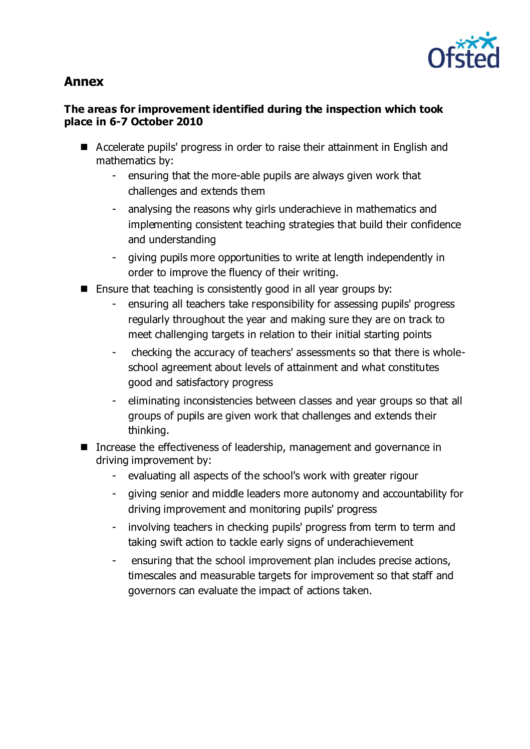## Annex

### The areas for improvement identified during the inspection which took place in 6-7 October 2010

- Accelerate pupils' progress in order to raise their attainment in English and mathematics by:
  - ensuring that the more-able pupils are always given work that challenges and extends them
  - analysing the reasons why girls underachieve in mathematics and implementing consistent teaching strategies that build their confidence and understanding
  - giving pupils more opportunities to write at length independently in order to improve the fluency of their writing.
- Ensure that teaching is consistently good in all year groups by:
  - ensuring all teachers take responsibility for assessing pupils' progress regularly throughout the year and making sure they are on track to meet challenging targets in relation to their initial starting points
  - checking the accuracy of teachers' assessments so that there is whole-school agreement about levels of attainment and what constitutes good and satisfactory progress
  - eliminating inconsistencies between classes and year groups so that all groups of pupils are given work that challenges and extends their thinking.
- Increase the effectiveness of leadership, management and governance in driving improvement by:
  - evaluating all aspects of the school's work with greater rigour
  - giving senior and middle leaders more autonomy and accountability for driving improvement and monitoring pupils' progress
  - involving teachers in checking pupils' progress from term to term and taking swift action to tackle early signs of underachievement
  - ensuring that the school improvement plan includes precise actions, timescales and measurable targets for improvement so that staff and governors can evaluate the impact of actions taken.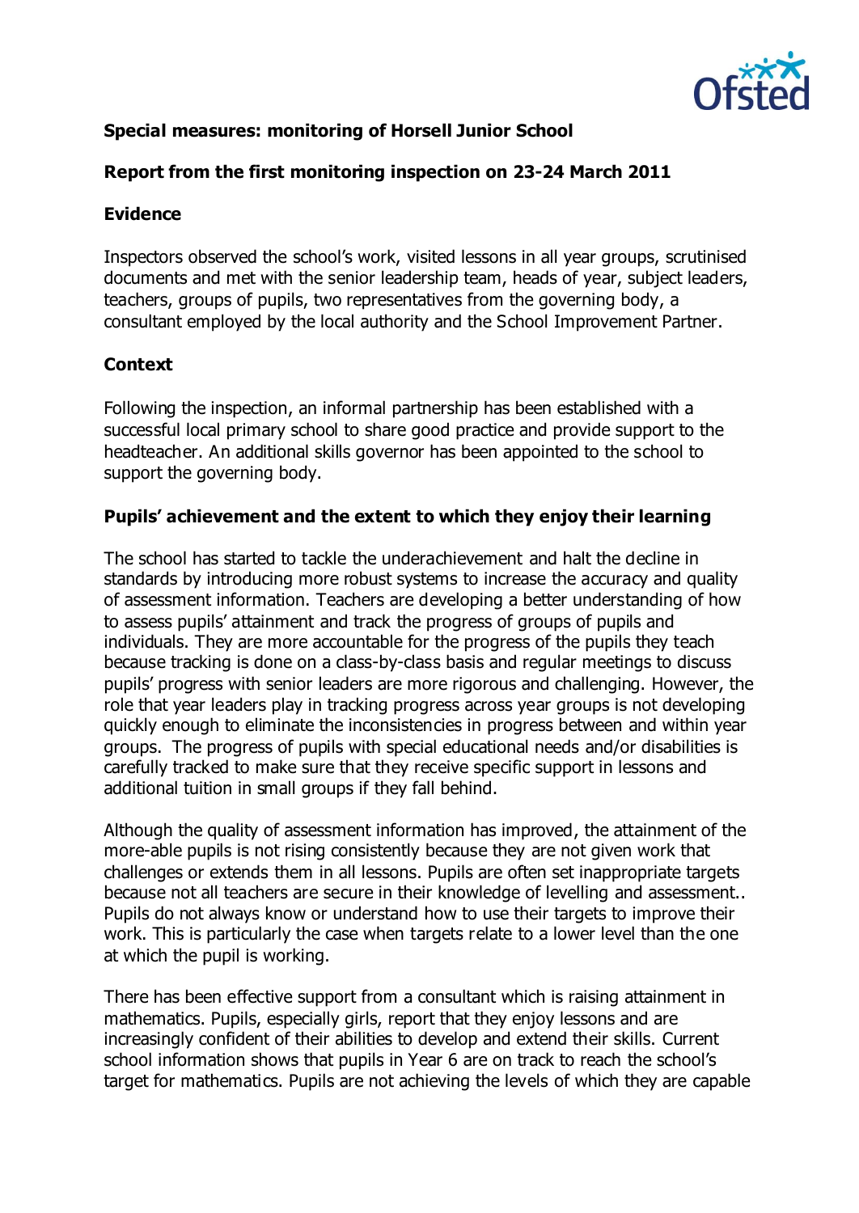**Special measures: monitoring of Horsell Junior School**

**Report from the first monitoring inspection on 23-24 March 2011**

## Evidence

Inspectors observed the school's work, visited lessons in all year groups, scrutinised documents and met with the senior leadership team, heads of year, subject leaders, teachers, groups of pupils, two representatives from the governing body, a consultant employed by the local authority and the School Improvement Partner.

## Context

Following the inspection, an informal partnership has been established with a successful local primary school to share good practice and provide support to the headteacher. An additional skills governor has been appointed to the school to support the governing body.

## Pupils' achievement and the extent to which they enjoy their learning

The school has started to tackle the underachievement and halt the decline in standards by introducing more robust systems to increase the accuracy and quality of assessment information. Teachers are developing a better understanding of how to assess pupils' attainment and track the progress of groups of pupils and individuals. They are more accountable for the progress of the pupils they teach because tracking is done on a class-by-class basis and regular meetings to discuss pupils' progress with senior leaders are more rigorous and challenging. However, the role that year leaders play in tracking progress across year groups is not developing quickly enough to eliminate the inconsistencies in progress between and within year groups. The progress of pupils with special educational needs and/or disabilities is carefully tracked to make sure that they receive specific support in lessons and additional tuition in small groups if they fall behind.

Although the quality of assessment information has improved, the attainment of the more-able pupils is not rising consistently because they are not given work that challenges or extends them in all lessons. Pupils are often set inappropriate targets because not all teachers are secure in their knowledge of levelling and assessment.. Pupils do not always know or understand how to use their targets to improve their work. This is particularly the case when targets relate to a lower level than the one at which the pupil is working.

There has been effective support from a consultant which is raising attainment in mathematics. Pupils, especially girls, report that they enjoy lessons and are increasingly confident of their abilities to develop and extend their skills. Current school information shows that pupils in Year 6 are on track to reach the school's target for mathematics. Pupils are not achieving the levels of which they are capable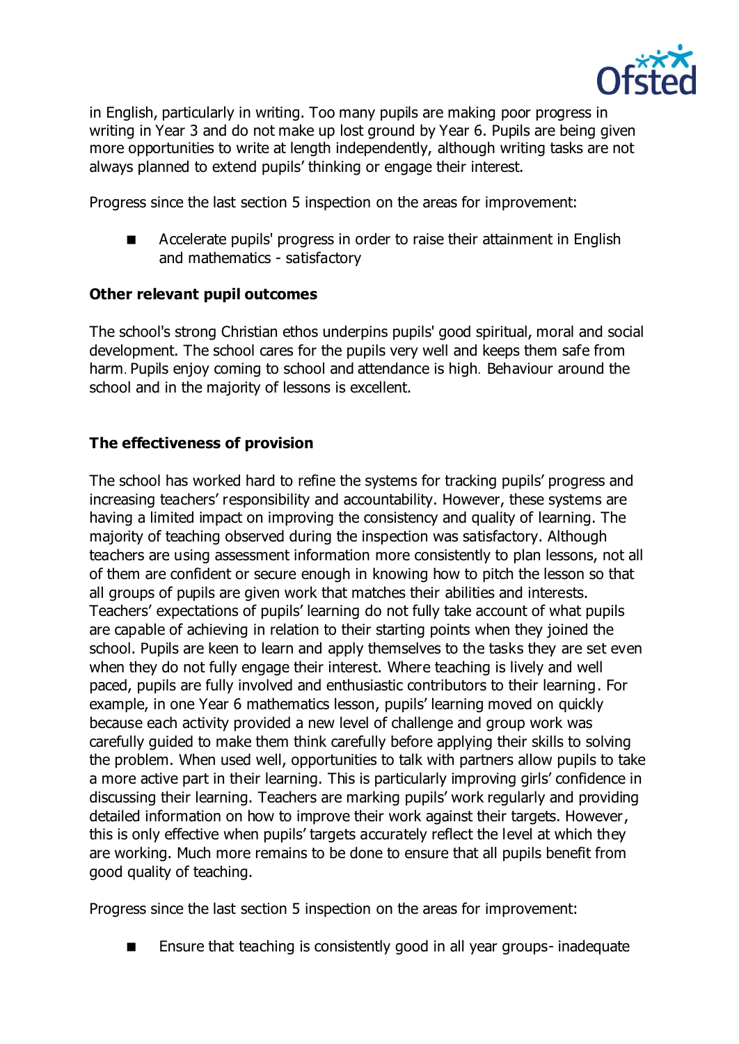in English, particularly in writing. Too many pupils are making poor progress in writing in Year 3 and do not make up lost ground by Year 6. Pupils are being given more opportunities to write at length independently, although writing tasks are not always planned to extend pupils' thinking or engage their interest.

Progress since the last section 5 inspection on the areas for improvement:

- Accelerate pupils' progress in order to raise their attainment in English and mathematics - satisfactory

**Other relevant pupil outcomes**

The school's strong Christian ethos underpins pupils' good spiritual, moral and social development. The school cares for the pupils very well and keeps them safe from harm. Pupils enjoy coming to school and attendance is high. Behaviour around the school and in the majority of lessons is excellent.

**The effectiveness of provision**

The school has worked hard to refine the systems for tracking pupils' progress and increasing teachers' responsibility and accountability. However, these systems are having a limited impact on improving the consistency and quality of learning. The majority of teaching observed during the inspection was satisfactory. Although teachers are using assessment information more consistently to plan lessons, not all of them are confident or secure enough in knowing how to pitch the lesson so that all groups of pupils are given work that matches their abilities and interests. Teachers' expectations of pupils' learning do not fully take account of what pupils are capable of achieving in relation to their starting points when they joined the school. Pupils are keen to learn and apply themselves to the tasks they are set even when they do not fully engage their interest. Where teaching is lively and well paced, pupils are fully involved and enthusiastic contributors to their learning. For example, in one Year 6 mathematics lesson, pupils' learning moved on quickly because each activity provided a new level of challenge and group work was carefully guided to make them think carefully before applying their skills to solving the problem. When used well, opportunities to talk with partners allow pupils to take a more active part in their learning. This is particularly improving girls' confidence in discussing their learning. Teachers are marking pupils' work regularly and providing detailed information on how to improve their work against their targets. However, this is only effective when pupils' targets accurately reflect the level at which they are working. Much more remains to be done to ensure that all pupils benefit from good quality of teaching.

Progress since the last section 5 inspection on the areas for improvement:

- Ensure that teaching is consistently good in all year groups- inadequate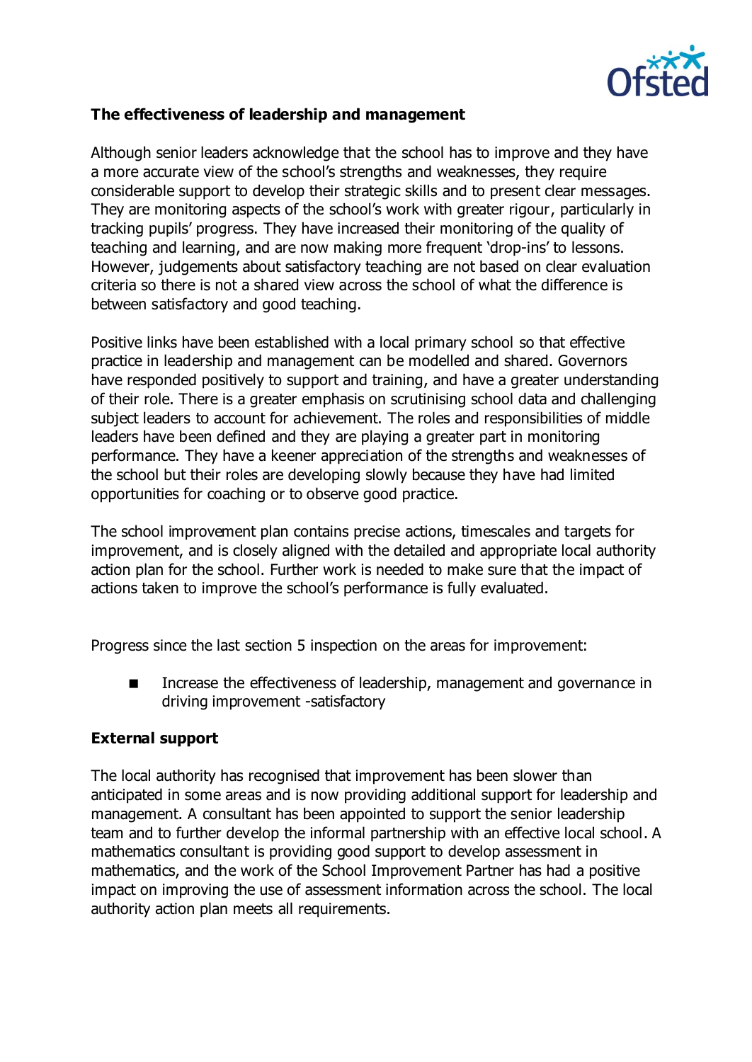### The effectiveness of leadership and management

Although senior leaders acknowledge that the school has to improve and they have a more accurate view of the school's strengths and weaknesses, they require considerable support to develop their strategic skills and to present clear messages. They are monitoring aspects of the school's work with greater rigour, particularly in tracking pupils' progress. They have increased their monitoring of the quality of teaching and learning, and are now making more frequent 'drop-ins' to lessons. However, judgements about satisfactory teaching are not based on clear evaluation criteria so there is not a shared view across the school of what the difference is between satisfactory and good teaching.

Positive links have been established with a local primary school so that effective practice in leadership and management can be modelled and shared. Governors have responded positively to support and training, and have a greater understanding of their role. There is a greater emphasis on scrutinising school data and challenging subject leaders to account for achievement. The roles and responsibilities of middle leaders have been defined and they are playing a greater part in monitoring performance. They have a keener appreciation of the strengths and weaknesses of the school but their roles are developing slowly because they have had limited opportunities for coaching or to observe good practice.

The school improvement plan contains precise actions, timescales and targets for improvement, and is closely aligned with the detailed and appropriate local authority action plan for the school. Further work is needed to make sure that the impact of actions taken to improve the school's performance is fully evaluated.

Progress since the last section 5 inspection on the areas for improvement:

- Increase the effectiveness of leadership, management and governance in driving improvement -satisfactory

### External support

The local authority has recognised that improvement has been slower than anticipated in some areas and is now providing additional support for leadership and management. A consultant has been appointed to support the senior leadership team and to further develop the informal partnership with an effective local school. A mathematics consultant is providing good support to develop assessment in mathematics, and the work of the School Improvement Partner has had a positive impact on improving the use of assessment information across the school. The local authority action plan meets all requirements.